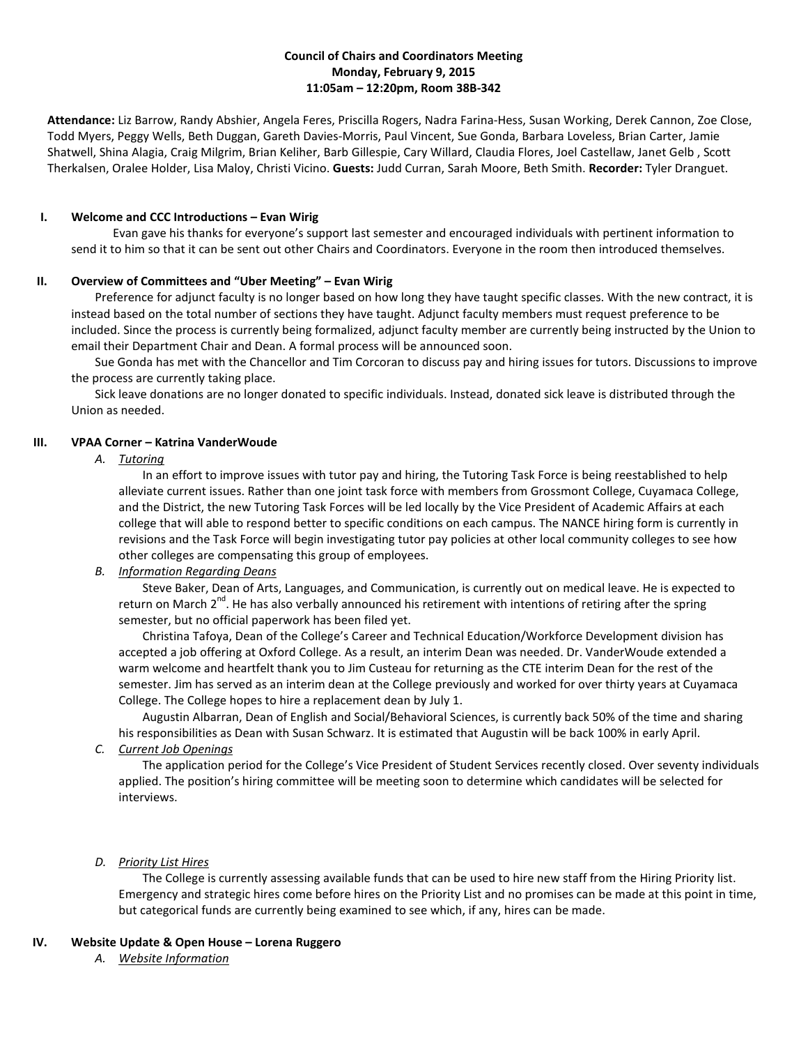**Council of Chairs and Coordinators Meeting**
**Monday, February 9, 2015**
**11:05am – 12:20pm, Room 38B-342**

**Attendance:** Liz Barrow, Randy Abshier, Angela Feres, Priscilla Rogers, Nadra Farina-Hess, Susan Working, Derek Cannon, Zoe Close, Todd Myers, Peggy Wells, Beth Duggan, Gareth Davies-Morris, Paul Vincent, Sue Gonda, Barbara Loveless, Brian Carter, Jamie Shatwell, Shina Alagia, Craig Milgrim, Brian Keliher, Barb Gillespie, Cary Willard, Claudia Flores, Joel Castellaw, Janet Gelb , Scott Therkalsen, Oralee Holder, Lisa Maloy, Christi Vicino. **Guests:** Judd Curran, Sarah Moore, Beth Smith. **Recorder:** Tyler Dranguet.

## I. Welcome and CCC Introductions – Evan Wirig

Evan gave his thanks for everyone's support last semester and encouraged individuals with pertinent information to send it to him so that it can be sent out other Chairs and Coordinators. Everyone in the room then introduced themselves.

## II. Overview of Committees and "Uber Meeting" – Evan Wirig

Preference for adjunct faculty is no longer based on how long they have taught specific classes. With the new contract, it is instead based on the total number of sections they have taught. Adjunct faculty members must request preference to be included. Since the process is currently being formalized, adjunct faculty member are currently being instructed by the Union to email their Department Chair and Dean. A formal process will be announced soon.

Sue Gonda has met with the Chancellor and Tim Corcoran to discuss pay and hiring issues for tutors. Discussions to improve the process are currently taking place.

Sick leave donations are no longer donated to specific individuals. Instead, donated sick leave is distributed through the Union as needed.

## III. VPAA Corner – Katrina VanderWoude

### A. *Tutoring*

In an effort to improve issues with tutor pay and hiring, the Tutoring Task Force is being reestablished to help alleviate current issues. Rather than one joint task force with members from Grossmont College, Cuyamaca College, and the District, the new Tutoring Task Forces will be led locally by the Vice President of Academic Affairs at each college that will able to respond better to specific conditions on each campus. The NANCE hiring form is currently in revisions and the Task Force will begin investigating tutor pay policies at other local community colleges to see how other colleges are compensating this group of employees.

### B. *Information Regarding Deans*

Steve Baker, Dean of Arts, Languages, and Communication, is currently out on medical leave. He is expected to return on March 2nd. He has also verbally announced his retirement with intentions of retiring after the spring semester, but no official paperwork has been filed yet.

Christina Tafoya, Dean of the College's Career and Technical Education/Workforce Development division has accepted a job offering at Oxford College. As a result, an interim Dean was needed. Dr. VanderWoude extended a warm welcome and heartfelt thank you to Jim Custeau for returning as the CTE interim Dean for the rest of the semester. Jim has served as an interim dean at the College previously and worked for over thirty years at Cuyamaca College. The College hopes to hire a replacement dean by July 1.

Augustin Albarran, Dean of English and Social/Behavioral Sciences, is currently back 50% of the time and sharing his responsibilities as Dean with Susan Schwarz. It is estimated that Augustin will be back 100% in early April.

### C. *Current Job Openings*

The application period for the College's Vice President of Student Services recently closed. Over seventy individuals applied. The position's hiring committee will be meeting soon to determine which candidates will be selected for interviews.

### D. *Priority List Hires*

The College is currently assessing available funds that can be used to hire new staff from the Hiring Priority list. Emergency and strategic hires come before hires on the Priority List and no promises can be made at this point in time, but categorical funds are currently being examined to see which, if any, hires can be made.

## IV. Website Update & Open House – Lorena Ruggero

### A. *Website Information*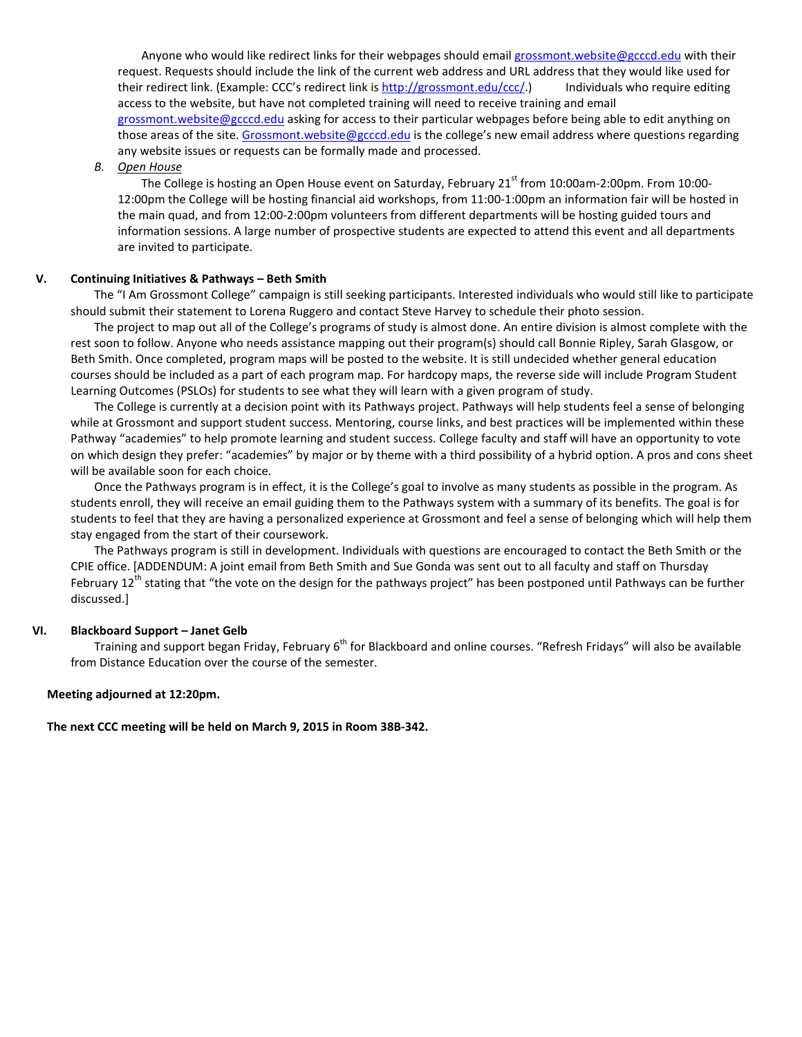Anyone who would like redirect links for their webpages should email grossmont.website@gcccd.edu with their request. Requests should include the link of the current web address and URL address that they would like used for their redirect link. (Example: CCC's redirect link is http://grossmont.edu/ccc/.) Individuals who require editing access to the website, but have not completed training will need to receive training and email grossmont.website@gcccd.edu asking for access to their particular webpages before being able to edit anything on those areas of the site. Grossmont.website@gcccd.edu is the college's new email address where questions regarding any website issues or requests can be formally made and processed.

B. *Open House*

The College is hosting an Open House event on Saturday, February 21st from 10:00am-2:00pm. From 10:00-12:00pm the College will be hosting financial aid workshops, from 11:00-1:00pm an information fair will be hosted in the main quad, and from 12:00-2:00pm volunteers from different departments will be hosting guided tours and information sessions. A large number of prospective students are expected to attend this event and all departments are invited to participate.

**V. Continuing Initiatives & Pathways – Beth Smith**

The "I Am Grossmont College" campaign is still seeking participants. Interested individuals who would still like to participate should submit their statement to Lorena Ruggero and contact Steve Harvey to schedule their photo session.

The project to map out all of the College's programs of study is almost done. An entire division is almost complete with the rest soon to follow. Anyone who needs assistance mapping out their program(s) should call Bonnie Ripley, Sarah Glasgow, or Beth Smith. Once completed, program maps will be posted to the website. It is still undecided whether general education courses should be included as a part of each program map. For hardcopy maps, the reverse side will include Program Student Learning Outcomes (PSLOs) for students to see what they will learn with a given program of study.

The College is currently at a decision point with its Pathways project. Pathways will help students feel a sense of belonging while at Grossmont and support student success. Mentoring, course links, and best practices will be implemented within these Pathway "academies" to help promote learning and student success. College faculty and staff will have an opportunity to vote on which design they prefer: "academies" by major or by theme with a third possibility of a hybrid option. A pros and cons sheet will be available soon for each choice.

Once the Pathways program is in effect, it is the College's goal to involve as many students as possible in the program. As students enroll, they will receive an email guiding them to the Pathways system with a summary of its benefits. The goal is for students to feel that they are having a personalized experience at Grossmont and feel a sense of belonging which will help them stay engaged from the start of their coursework.

The Pathways program is still in development. Individuals with questions are encouraged to contact the Beth Smith or the CPIE office. [ADDENDUM: A joint email from Beth Smith and Sue Gonda was sent out to all faculty and staff on Thursday February 12th stating that "the vote on the design for the pathways project" has been postponed until Pathways can be further discussed.]

**VI. Blackboard Support – Janet Gelb**

Training and support began Friday, February 6th for Blackboard and online courses. "Refresh Fridays" will also be available from Distance Education over the course of the semester.

**Meeting adjourned at 12:20pm.**

**The next CCC meeting will be held on March 9, 2015 in Room 38B-342.**